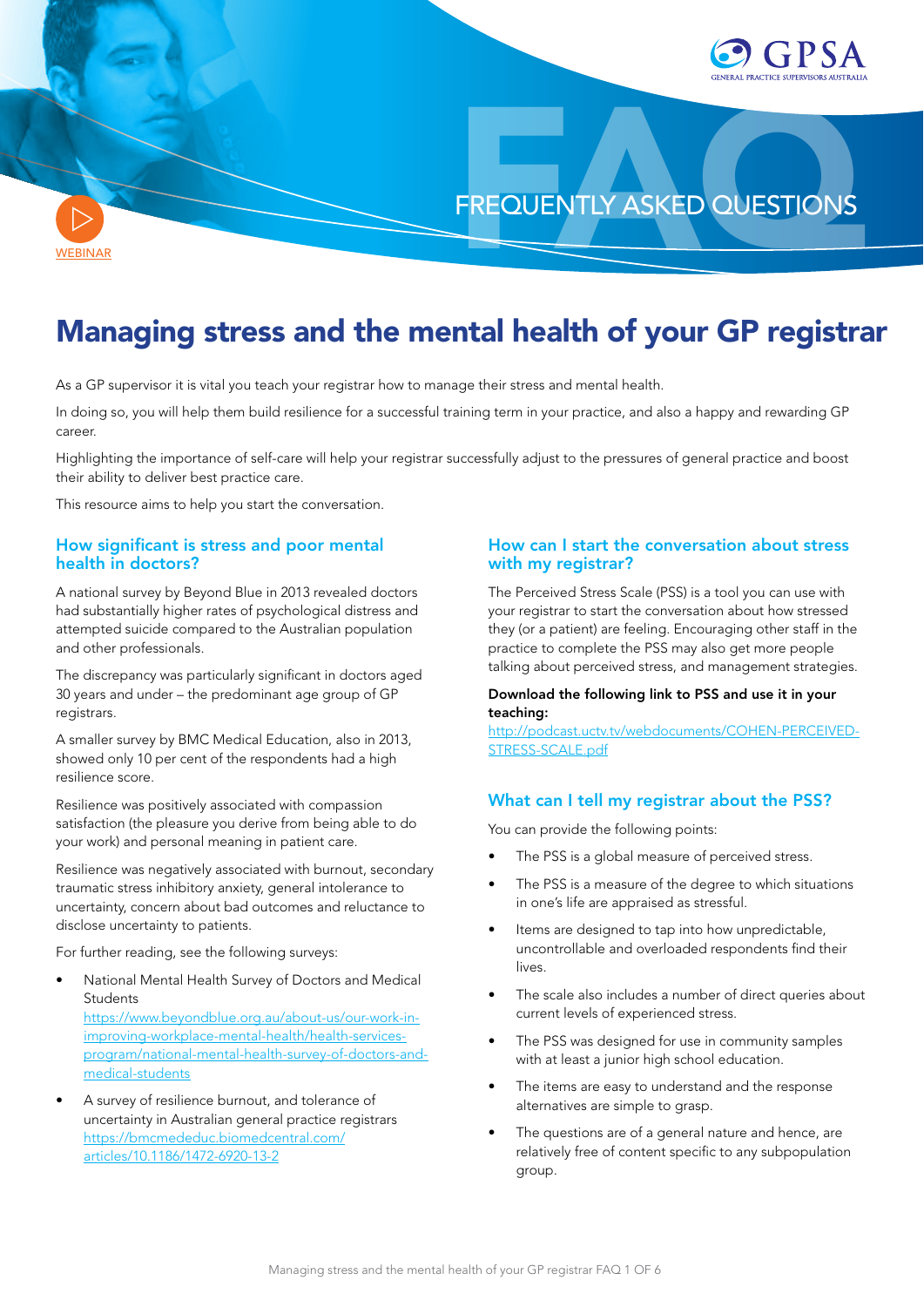FREQUENTLY ASKED QUESTIONS

WEBINAR

# Managing stress and the mental health of your GP registrar

As a GP supervisor it is vital you teach your registrar how to manage their stress and mental health.

In doing so, you will help them build resilience for a successful training term in your practice, and also a happy and rewarding GP career.

Highlighting the importance of self-care will help your registrar successfully adjust to the pressures of general practice and boost their ability to deliver best practice care.

This resource aims to help you start the conversation.

## How significant is stress and poor mental health in doctors?

A national survey by Beyond Blue in 2013 revealed doctors had substantially higher rates of psychological distress and attempted suicide compared to the Australian population and other professionals.

The discrepancy was particularly significant in doctors aged 30 years and under – the predominant age group of GP registrars.

A smaller survey by BMC Medical Education, also in 2013, showed only 10 per cent of the respondents had a high resilience score.

Resilience was positively associated with compassion satisfaction (the pleasure you derive from being able to do your work) and personal meaning in patient care.

Resilience was negatively associated with burnout, secondary traumatic stress inhibitory anxiety, general intolerance to uncertainty, concern about bad outcomes and reluctance to disclose uncertainty to patients.

For further reading, see the following surveys:

- National Mental Health Survey of Doctors and Medical Students https://www.beyondblue.org.au/about-us/our-work-in-improving-workplace-mental-health/health-services-program/national-mental-health-survey-of-doctors-and-medical-students
- A survey of resilience burnout, and tolerance of uncertainty in Australian general practice registrars https://bmcmededuc.biomedcentral.com/articles/10.1186/1472-6920-13-2

## How can I start the conversation about stress with my registrar?

The Perceived Stress Scale (PSS) is a tool you can use with your registrar to start the conversation about how stressed they (or a patient) are feeling. Encouraging other staff in the practice to complete the PSS may also get more people talking about perceived stress, and management strategies.

**Download the following link to PSS and use it in your teaching:**
http://podcast.uctv.tv/webdocuments/COHEN-PERCEIVED-STRESS-SCALE.pdf

## What can I tell my registrar about the PSS?

You can provide the following points:

- The PSS is a global measure of perceived stress.
- The PSS is a measure of the degree to which situations in one's life are appraised as stressful.
- Items are designed to tap into how unpredictable, uncontrollable and overloaded respondents find their lives.
- The scale also includes a number of direct queries about current levels of experienced stress.
- The PSS was designed for use in community samples with at least a junior high school education.
- The items are easy to understand and the response alternatives are simple to grasp.
- The questions are of a general nature and hence, are relatively free of content specific to any subpopulation group.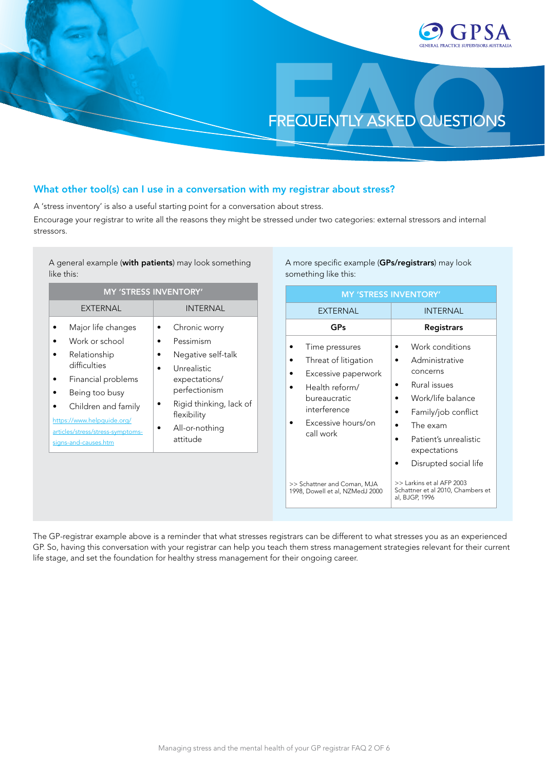FREQUENTLY ASKED QUESTIONS

## What other tool(s) can I use in a conversation with my registrar about stress?

A 'stress inventory' is also a useful starting point for a conversation about stress.

Encourage your registrar to write all the reasons they might be stressed under two categories: external stressors and internal stressors.

A general example (**with patients**) may look something like this:

| MY 'STRESS INVENTORY' | |
|---|---|
| EXTERNAL | INTERNAL |
| • Major life changes<br>• Work or school<br>• Relationship difficulties<br>• Financial problems<br>• Being too busy<br>• Children and family<br>https://www.helpguide.org/articles/stress/stress-symptoms-signs-and-causes.htm | • Chronic worry<br>• Pessimism<br>• Negative self-talk<br>• Unrealistic expectations/perfectionism<br>• Rigid thinking, lack of flexibility<br>• All-or-nothing attitude |

A more specific example (**GPs/registrars**) may look something like this:

| MY 'STRESS INVENTORY' | |
|---|---|
| EXTERNAL | INTERNAL |
| **GPs** | **Registrars** |
| • Time pressures<br>• Threat of litigation<br>• Excessive paperwork<br>• Health reform/bureaucratic interference<br>• Excessive hours/on call work | • Work conditions<br>• Administrative concerns<br>• Rural issues<br>• Work/life balance<br>• Family/job conflict<br>• The exam<br>• Patient's unrealistic expectations<br>• Disrupted social life |
| >> Schattner and Coman, MJA 1998, Dowell et al, NZMedJ 2000 | >> Larkins et al AFP 2003 Schattner et al 2010, Chambers et al, BJGP, 1996 |

The GP-registrar example above is a reminder that what stresses registrars can be different to what stresses you as an experienced GP. So, having this conversation with your registrar can help you teach them stress management strategies relevant for their current life stage, and set the foundation for healthy stress management for their ongoing career.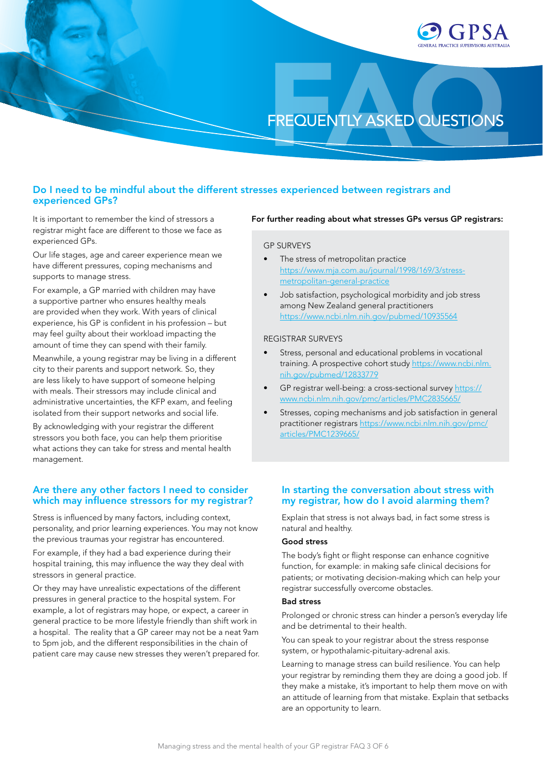# FREQUENTLY ASKED QUESTIONS

## Do I need to be mindful about the different stresses experienced between registrars and experienced GPs?

It is important to remember the kind of stressors a registrar might face are different to those we face as experienced GPs.

Our life stages, age and career experience mean we have different pressures, coping mechanisms and supports to manage stress.

For example, a GP married with children may have a supportive partner who ensures healthy meals are provided when they work. With years of clinical experience, his GP is confident in his profession – but may feel guilty about their workload impacting the amount of time they can spend with their family.

Meanwhile, a young registrar may be living in a different city to their parents and support network. So, they are less likely to have support of someone helping with meals. Their stressors may include clinical and administrative uncertainties, the KFP exam, and feeling isolated from their support networks and social life.

By acknowledging with your registrar the different stressors you both face, you can help them prioritise what actions they can take for stress and mental health management.

**For further reading about what stresses GPs versus GP registrars:**

GP SURVEYS

- The stress of metropolitan practice https://www.mja.com.au/journal/1998/169/3/stress-metropolitan-general-practice
- Job satisfaction, psychological morbidity and job stress among New Zealand general practitioners https://www.ncbi.nlm.nih.gov/pubmed/10935564

REGISTRAR SURVEYS

- Stress, personal and educational problems in vocational training. A prospective cohort study https://www.ncbi.nlm.nih.gov/pubmed/12833779
- GP registrar well-being: a cross-sectional survey https://www.ncbi.nlm.nih.gov/pmc/articles/PMC2835665/
- Stresses, coping mechanisms and job satisfaction in general practitioner registrars https://www.ncbi.nlm.nih.gov/pmc/articles/PMC1239665/

## Are there any other factors I need to consider which may influence stressors for my registrar?

Stress is influenced by many factors, including context, personality, and prior learning experiences. You may not know the previous traumas your registrar has encountered.

For example, if they had a bad experience during their hospital training, this may influence the way they deal with stressors in general practice.

Or they may have unrealistic expectations of the different pressures in general practice to the hospital system. For example, a lot of registrars may hope, or expect, a career in general practice to be more lifestyle friendly than shift work in a hospital. The reality that a GP career may not be a neat 9am to 5pm job, and the different responsibilities in the chain of patient care may cause new stresses they weren't prepared for.

## In starting the conversation about stress with my registrar, how do I avoid alarming them?

Explain that stress is not always bad, in fact some stress is natural and healthy.

**Good stress**

The body's fight or flight response can enhance cognitive function, for example: in making safe clinical decisions for patients; or motivating decision-making which can help your registrar successfully overcome obstacles.

**Bad stress**

Prolonged or chronic stress can hinder a person's everyday life and be detrimental to their health.

You can speak to your registrar about the stress response system, or hypothalamic-pituitary-adrenal axis.

Learning to manage stress can build resilience. You can help your registrar by reminding them they are doing a good job. If they make a mistake, it's important to help them move on with an attitude of learning from that mistake. Explain that setbacks are an opportunity to learn.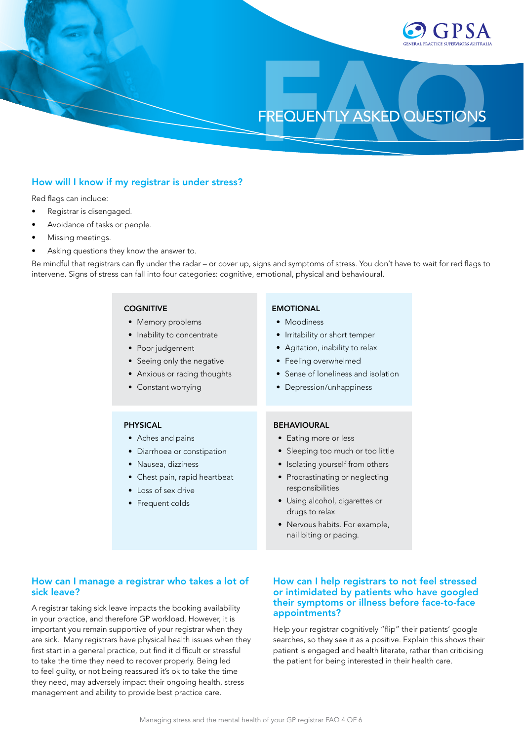FREQUENTLY ASKED QUESTIONS

## How will I know if my registrar is under stress?

Red flags can include:

- Registrar is disengaged.
- Avoidance of tasks or people.
- Missing meetings.
- Asking questions they know the answer to.

Be mindful that registrars can fly under the radar – or cover up, signs and symptoms of stress. You don't have to wait for red flags to intervene. Signs of stress can fall into four categories: cognitive, emotional, physical and behavioural.

**COGNITIVE**

- Memory problems
- Inability to concentrate
- Poor judgement
- Seeing only the negative
- Anxious or racing thoughts
- Constant worrying

**EMOTIONAL**

- Moodiness
- Irritability or short temper
- Agitation, inability to relax
- Feeling overwhelmed
- Sense of loneliness and isolation
- Depression/unhappiness

**PHYSICAL**

- Aches and pains
- Diarrhoea or constipation
- Nausea, dizziness
- Chest pain, rapid heartbeat
- Loss of sex drive
- Frequent colds

**BEHAVIOURAL**

- Eating more or less
- Sleeping too much or too little
- Isolating yourself from others
- Procrastinating or neglecting responsibilities
- Using alcohol, cigarettes or drugs to relax
- Nervous habits. For example, nail biting or pacing.

## How can I manage a registrar who takes a lot of sick leave?

A registrar taking sick leave impacts the booking availability in your practice, and therefore GP workload. However, it is important you remain supportive of your registrar when they are sick. Many registrars have physical health issues when they first start in a general practice, but find it difficult or stressful to take the time they need to recover properly. Being led to feel guilty, or not being reassured it's ok to take the time they need, may adversely impact their ongoing health, stress management and ability to provide best practice care.

## How can I help registrars to not feel stressed or intimidated by patients who have googled their symptoms or illness before face-to-face appointments?

Help your registrar cognitively "flip" their patients' google searches, so they see it as a positive. Explain this shows their patient is engaged and health literate, rather than criticising the patient for being interested in their health care.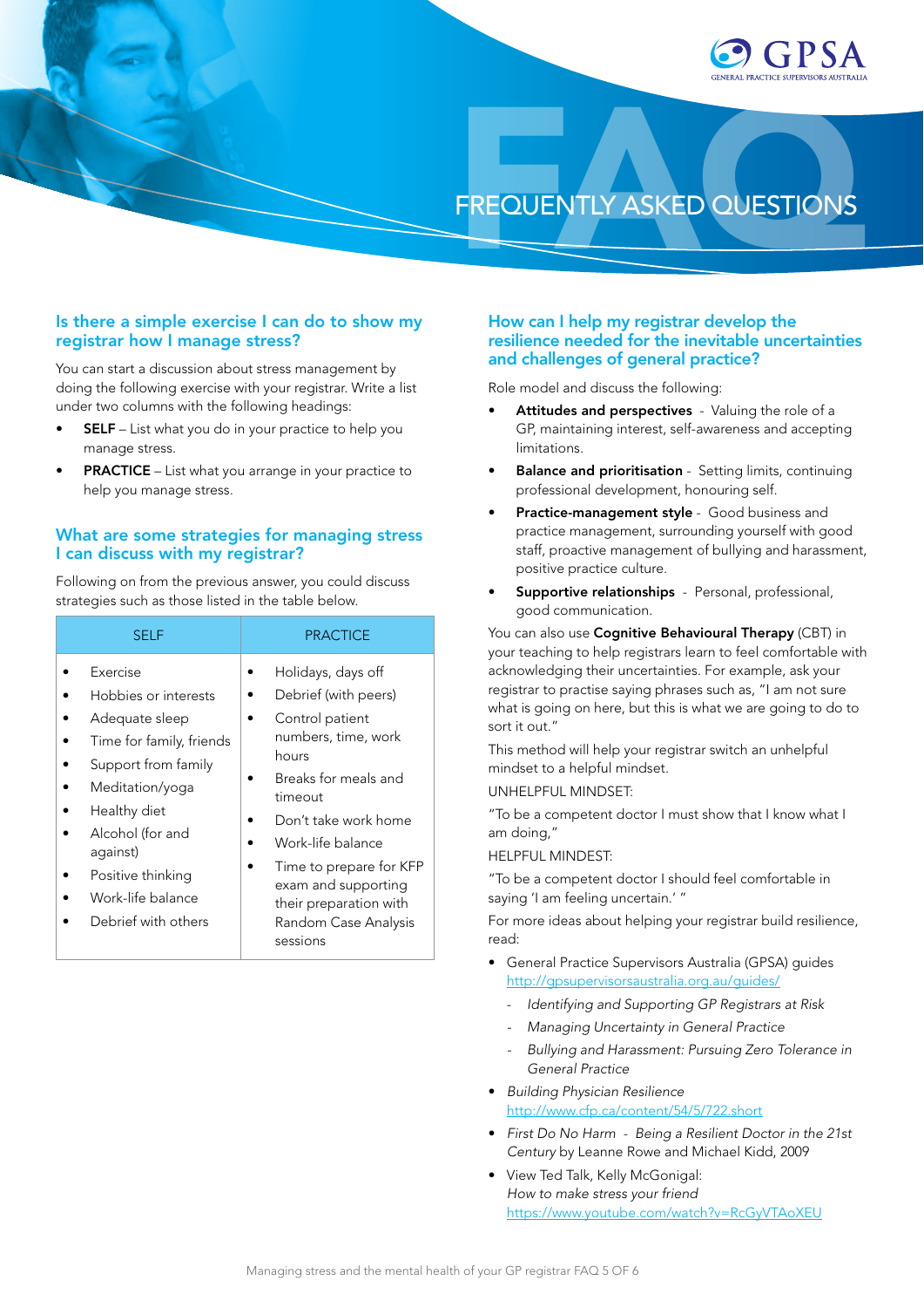# FREQUENTLY ASKED QUESTIONS

## Is there a simple exercise I can do to show my registrar how I manage stress?

You can start a discussion about stress management by doing the following exercise with your registrar. Write a list under two columns with the following headings:

- **SELF** – List what you do in your practice to help you manage stress.
- **PRACTICE** – List what you arrange in your practice to help you manage stress.

## What are some strategies for managing stress I can discuss with my registrar?

Following on from the previous answer, you could discuss strategies such as those listed in the table below.

| SELF | PRACTICE |
|---|---|
| • Exercise<br>• Hobbies or interests<br>• Adequate sleep<br>• Time for family, friends<br>• Support from family<br>• Meditation/yoga<br>• Healthy diet<br>• Alcohol (for and against)<br>• Positive thinking<br>• Work-life balance<br>• Debrief with others | • Holidays, days off<br>• Debrief (with peers)<br>• Control patient numbers, time, work hours<br>• Breaks for meals and timeout<br>• Don't take work home<br>• Work-life balance<br>• Time to prepare for KFP exam and supporting their preparation with Random Case Analysis sessions |

## How can I help my registrar develop the resilience needed for the inevitable uncertainties and challenges of general practice?

Role model and discuss the following:

- **Attitudes and perspectives** - Valuing the role of a GP, maintaining interest, self-awareness and accepting limitations.
- **Balance and prioritisation** - Setting limits, continuing professional development, honouring self.
- **Practice-management style** - Good business and practice management, surrounding yourself with good staff, proactive management of bullying and harassment, positive practice culture.
- **Supportive relationships** - Personal, professional, good communication.

You can also use **Cognitive Behavioural Therapy** (CBT) in your teaching to help registrars learn to feel comfortable with acknowledging their uncertainties. For example, ask your registrar to practise saying phrases such as, "I am not sure what is going on here, but this is what we are going to do to sort it out."

This method will help your registrar switch an unhelpful mindset to a helpful mindset.

UNHELPFUL MINDSET:

"To be a competent doctor I must show that I know what I am doing,"

HELPFUL MINDEST:

"To be a competent doctor I should feel comfortable in saying 'I am feeling uncertain.' "

For more ideas about helping your registrar build resilience, read:

- General Practice Supervisors Australia (GPSA) guides http://gpsupervisorsaustralia.org.au/guides/
  - *Identifying and Supporting GP Registrars at Risk*
  - *Managing Uncertainty in General Practice*
  - *Bullying and Harassment: Pursuing Zero Tolerance in General Practice*
- *Building Physician Resilience* http://www.cfp.ca/content/54/5/722.short
- *First Do No Harm - Being a Resilient Doctor in the 21st Century* by Leanne Rowe and Michael Kidd, 2009
- View Ted Talk, Kelly McGonigal: *How to make stress your friend* https://www.youtube.com/watch?v=RcGyVTAoXEU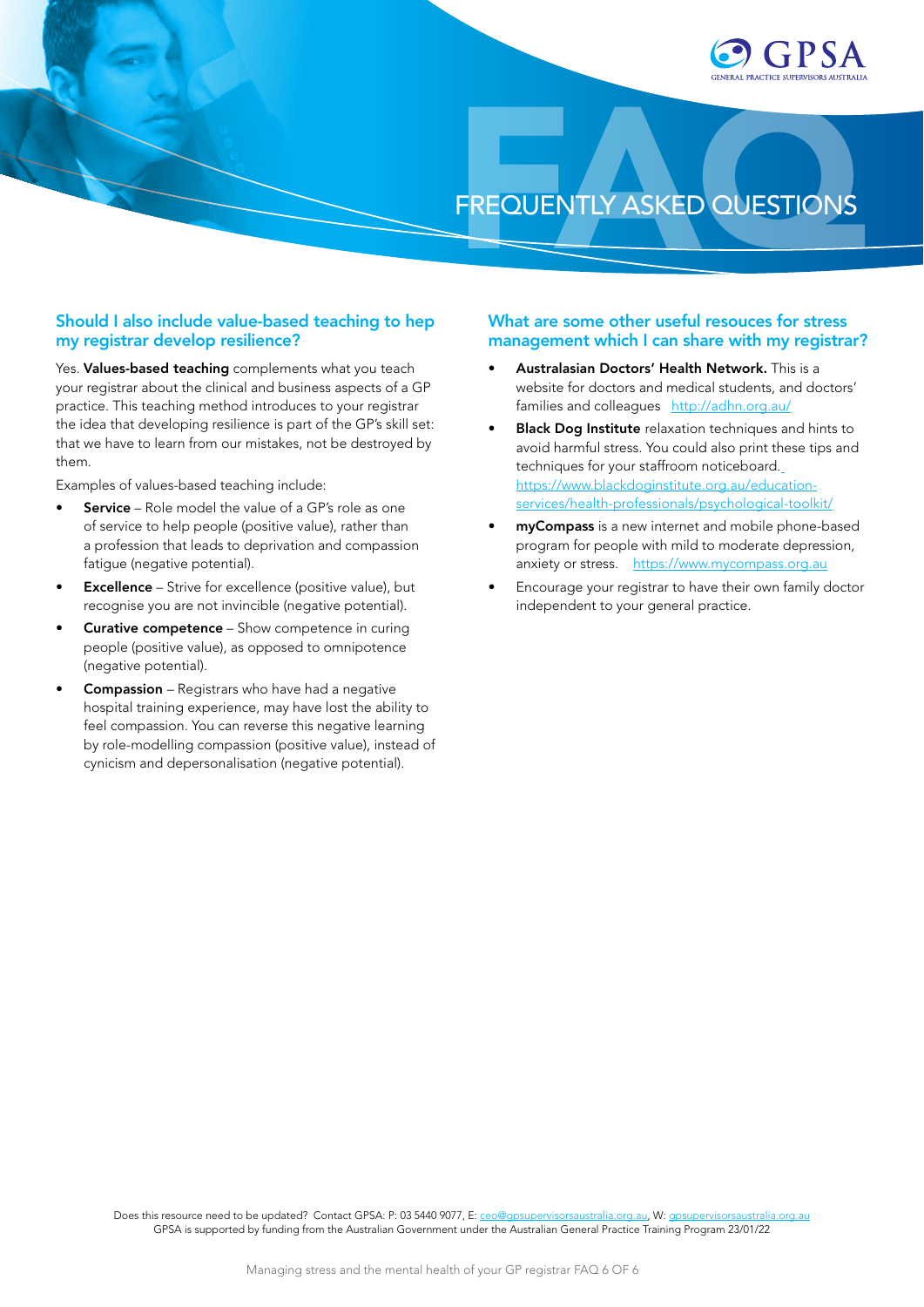# FREQUENTLY ASKED QUESTIONS

## Should I also include value-based teaching to hep my registrar develop resilience?

Yes. **Values-based teaching** complements what you teach your registrar about the clinical and business aspects of a GP practice. This teaching method introduces to your registrar the idea that developing resilience is part of the GP's skill set: that we have to learn from our mistakes, not be destroyed by them.

Examples of values-based teaching include:

- **Service** – Role model the value of a GP's role as one of service to help people (positive value), rather than a profession that leads to deprivation and compassion fatigue (negative potential).
- **Excellence** – Strive for excellence (positive value), but recognise you are not invincible (negative potential).
- **Curative competence** – Show competence in curing people (positive value), as opposed to omnipotence (negative potential).
- **Compassion** – Registrars who have had a negative hospital training experience, may have lost the ability to feel compassion. You can reverse this negative learning by role-modelling compassion (positive value), instead of cynicism and depersonalisation (negative potential).

## What are some other useful resouces for stress management which I can share with my registrar?

- **Australasian Doctors' Health Network.** This is a website for doctors and medical students, and doctors' families and colleagues http://adhn.org.au/
- **Black Dog Institute** relaxation techniques and hints to avoid harmful stress. You could also print these tips and techniques for your staffroom noticeboard. https://www.blackdoginstitute.org.au/education-services/health-professionals/psychological-toolkit/
- **myCompass** is a new internet and mobile phone-based program for people with mild to moderate depression, anxiety or stress. https://www.mycompass.org.au
- Encourage your registrar to have their own family doctor independent to your general practice.

Does this resource need to be updated? Contact GPSA: P: 03 5440 9077, E: ceo@gpsupervisorsaustralia.org.au, W: gpsupervisorsaustralia.org.au
GPSA is supported by funding from the Australian Government under the Australian General Practice Training Program 23/01/22